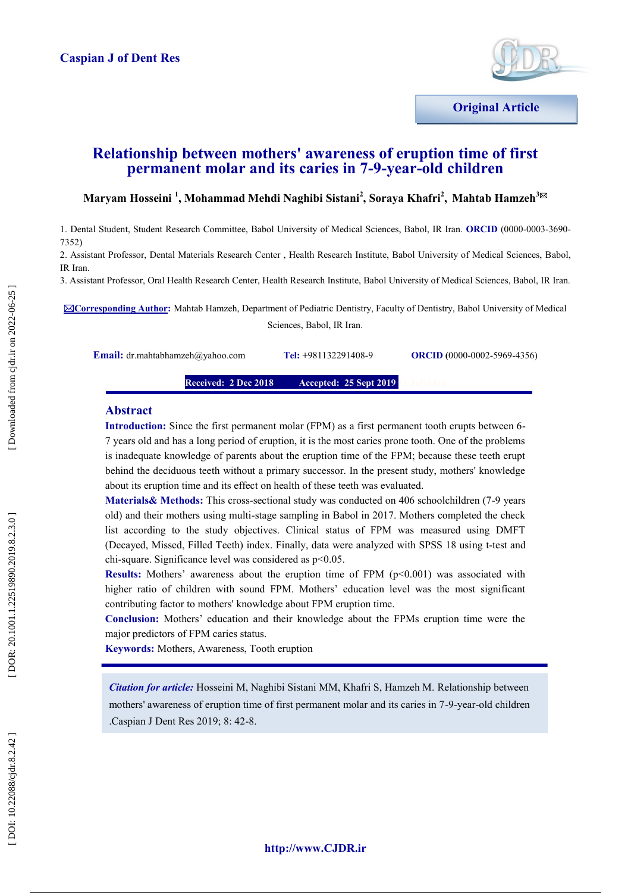Original Article

# Relationship between mothers' awareness of eruption time of first permanent molar and its caries in 7-9-year-old children

**Maryam Hosseini [1], Mohammad Mehdi Naghibi Sistani[2], Soraya Khafri[2], Mahtab Hamzeh[3]✉**

1. Dental Student, Student Research Committee, Babol University of Medical Sciences, Babol, IR Iran. **ORCID** (0000-0003-3690-7352)
2. Assistant Professor, Dental Materials Research Center , Health Research Institute, Babol University of Medical Sciences, Babol, IR Iran.
3. Assistant Professor, Oral Health Research Center, Health Research Institute, Babol University of Medical Sciences, Babol, IR Iran.

✉**Corresponding Author:** Mahtab Hamzeh, Department of Pediatric Dentistry, Faculty of Dentistry, Babol University of Medical Sciences, Babol, IR Iran.

**Email:** dr.mahtabhamzeh@yahoo.com **Tel:** +981132291408-9 **ORCID** (0000-0002-5969-4356)

**Received: 2 Dec 2018 Accepted: 25 Sept 2019**

## Abstract

**Introduction:** Since the first permanent molar (FPM) as a first permanent tooth erupts between 6-7 years old and has a long period of eruption, it is the most caries prone tooth. One of the problems is inadequate knowledge of parents about the eruption time of the FPM; because these teeth erupt behind the deciduous teeth without a primary successor. In the present study, mothers' knowledge about its eruption time and its effect on health of these teeth was evaluated.

**Materials& Methods:** This cross-sectional study was conducted on 406 schoolchildren (7-9 years old) and their mothers using multi-stage sampling in Babol in 2017. Mothers completed the check list according to the study objectives. Clinical status of FPM was measured using DMFT (Decayed, Missed, Filled Teeth) index. Finally, data were analyzed with SPSS 18 using t-test and chi-square. Significance level was considered as $p<0.05$.

**Results:** Mothers' awareness about the eruption time of FPM ($p<0.001$) was associated with higher ratio of children with sound FPM. Mothers' education level was the most significant contributing factor to mothers' knowledge about FPM eruption time.

**Conclusion:** Mothers' education and their knowledge about the FPMs eruption time were the major predictors of FPM caries status.

**Keywords:** Mothers, Awareness, Tooth eruption

*Citation for article:* Hosseini M, Naghibi Sistani MM, Khafri S, Hamzeh M. Relationship between mothers' awareness of eruption time of first permanent molar and its caries in 7-9-year-old children .Caspian J Dent Res 2019; 8: 42-8.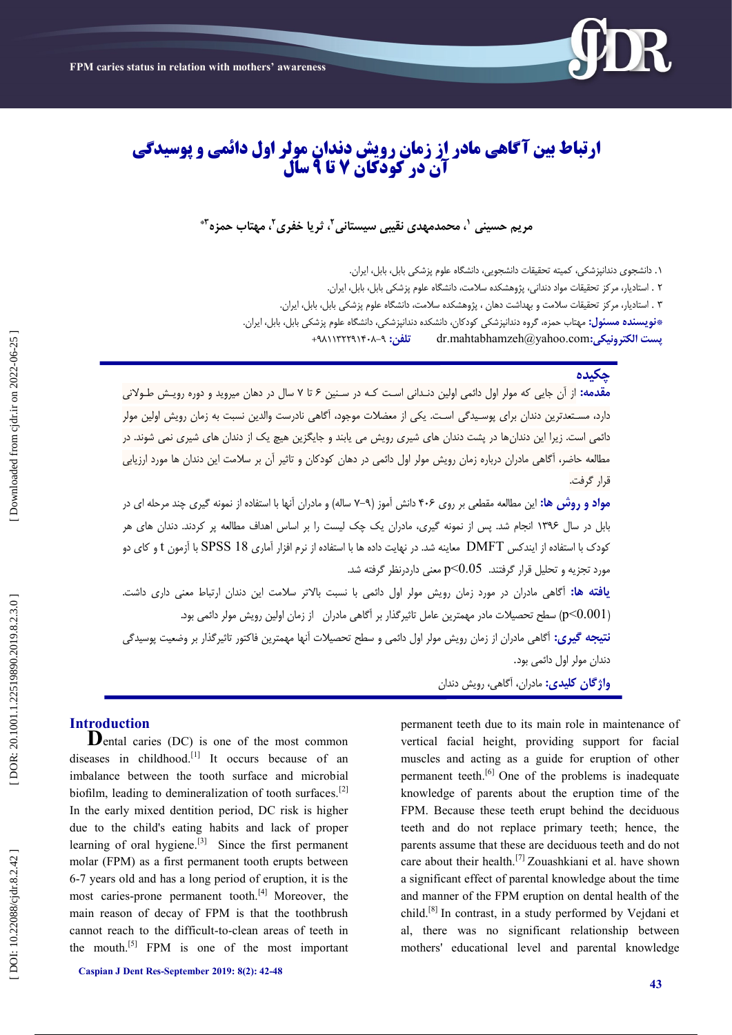# ارتباط بین آگاهی مادر از زمان رویش دندان مولر اول دائمی و پوسیدگی آن در کودکان ۷ تا ۹ سال

**مریم حسینی [۱]، محمدمهدی نقیبی سیستانی [۲]، ثریا خفری [۲]، مهتاب حمزه [۳*]**

۱. دانشجوی دندانپزشکی، کمیته تحقیقات دانشجویی، دانشگاه علوم پزشکی بابل، بابل، ایران.

۲ . استادیار، مرکز تحقیقات مواد دندانی، پژوهشکده سلامت، دانشگاه علوم پزشکی بابل، بابل، ایران.

۳ . استادیار، مرکز تحقیقات سلامت و بهداشت دهان ، پژوهشکده سلامت، دانشگاه علوم پزشکی بابل، بابل، ایران.

***نویسنده مسئول:** مهتاب حمزه، گروه دندانپزشکی کودکان، دانشکده دندانپزشکی، دانشگاه علوم پزشکی بابل، بابل، ایران.

**پست الکترونیکی:** dr.mahtabhamzeh@yahoo.com **تلفن:** ۹-۹۸۱۱۳۲۲۹۱۴۰۸+

## چکیده

**مقدمه:** از آن جایی که مولر اول دائمی اولین دندانی است کـه در سـنین ۶ تا ۷ سال در دهان میرویـد و دوره رویـش طـولانی دارد، مسـتعدترین دندان برای پوسـیدگی اسـت. یکی از معضلات موجود، آگاهی نادرست والدین نسبت به زمان رویش اولین مولر دائمی است. زیرا این دندان‌ها در پشت دندان های شیری رویش می یابند و جایگزین هیچ یک از دندان های شیری نمی شوند. در مطالعه حاضر، آگاهی مادران درباره زمان رویش مولر اول دائمی در دهان کودکان و تاثیر آن بر سلامت این دندان ها مورد ارزیابی قرار گرفت.

**مواد و روش ها:** این مطالعه مقطعی بر روی ۴۰۶ دانش آموز (۹-۷ ساله) و مادران آنها با استفاده از نمونه گیری چند مرحله ای در بابل در سال ۱۳۹۶ انجام شد. پس از نمونه گیری، مادران یک چک لیست را بر اساس اهداف مطالعه پر کردند. دندان های هر کودک با استفاده از ایندکس DMFT معاینه شد. در نهایت داده ها با استفاده از نرم افزار آماری SPSS 18 با آزمون t و کای دو مورد تجزیه و تحلیل قرار گرفتند. $p<0.05$ معنی داردرنظر گرفته شد.

**یافته ها:** آگاهی مادران در مورد زمان رویش مولر اول دائمی با نسبت بالاتر سلامت این دندان ارتباط معنی داری داشت. ($p<0.001$) سطح تحصیلات مادر مهمترین عامل تاثیرگذار بر آگاهی مادران از زمان اولین رویش مولر دائمی بود.

**نتیجه گیری:** آگاهی مادران از زمان رویش مولر اول دائمی و سطح تحصیلات آنها مهمترین فاکتور تاثیرگذار بر وضعیت پوسیدگی دندان مولر اول دائمی بود.

**واژگان کلیدی:** مادران، آگاهی، رویش دندان

## Introduction

Dental caries (DC) is one of the most common diseases in childhood.[1] It occurs because of an imbalance between the tooth surface and microbial biofilm, leading to demineralization of tooth surfaces.[2] In the early mixed dentition period, DC risk is higher due to the child's eating habits and lack of proper learning of oral hygiene.[3] Since the first permanent molar (FPM) as a first permanent tooth erupts between 6-7 years old and has a long period of eruption, it is the most caries-prone permanent tooth.[4] Moreover, the main reason of decay of FPM is that the toothbrush cannot reach to the difficult-to-clean areas of teeth in the mouth.[5] FPM is one of the most important permanent teeth due to its main role in maintenance of vertical facial height, providing support for facial muscles and acting as a guide for eruption of other permanent teeth.[6] One of the problems is inadequate knowledge of parents about the eruption time of the FPM. Because these teeth erupt behind the deciduous teeth and do not replace primary teeth; hence, the parents assume that these are deciduous teeth and do not care about their health.[7] Zouashkiani et al. have shown a significant effect of parental knowledge about the time and manner of the FPM eruption on dental health of the child.[8] In contrast, in a study performed by Vejdani et al, there was no significant relationship between mothers' educational level and parental knowledge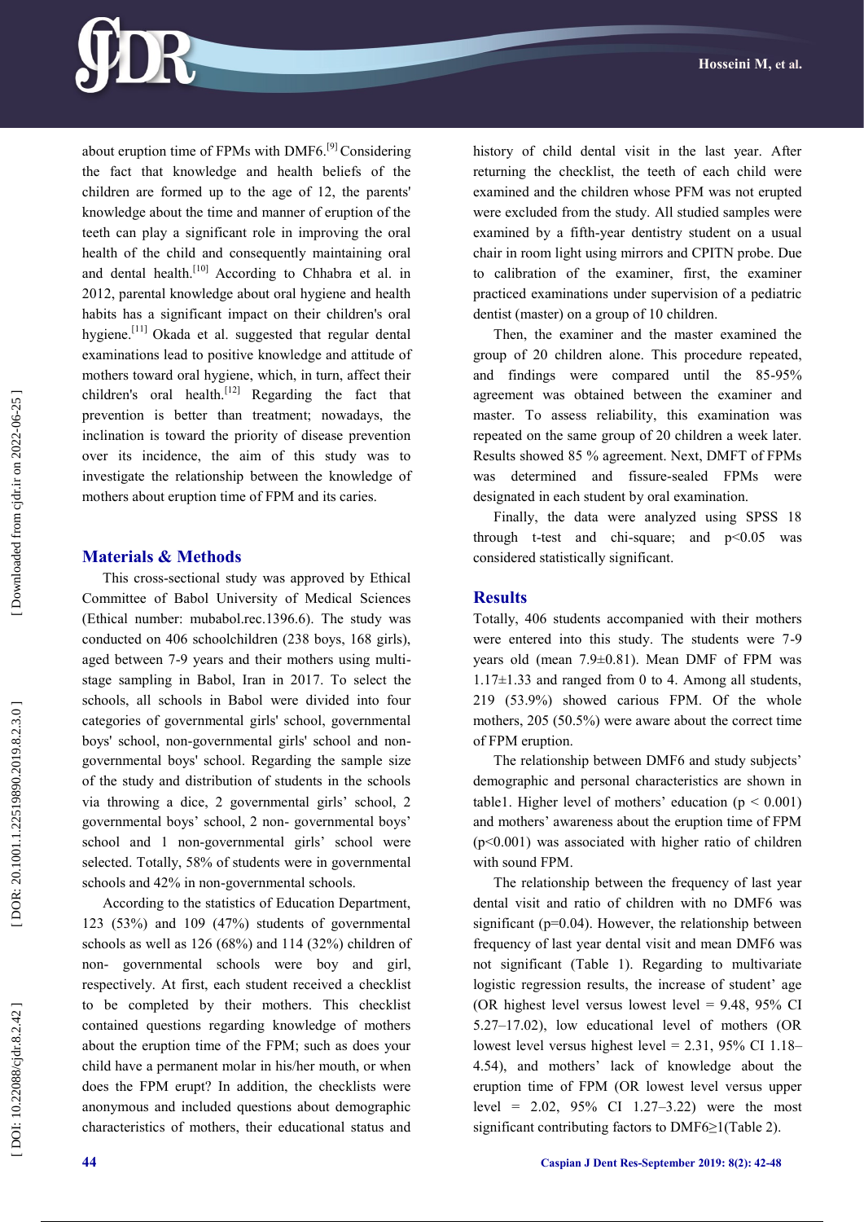about eruption time of FPMs with DMF6.[9] Considering the fact that knowledge and health beliefs of the children are formed up to the age of 12, the parents' knowledge about the time and manner of eruption of the teeth can play a significant role in improving the oral health of the child and consequently maintaining oral and dental health.[10] According to Chhabra et al. in 2012, parental knowledge about oral hygiene and health habits has a significant impact on their children's oral hygiene.[11] Okada et al. suggested that regular dental examinations lead to positive knowledge and attitude of mothers toward oral hygiene, which, in turn, affect their children's oral health.[12] Regarding the fact that prevention is better than treatment; nowadays, the inclination is toward the priority of disease prevention over its incidence, the aim of this study was to investigate the relationship between the knowledge of mothers about eruption time of FPM and its caries.

## Materials & Methods

This cross-sectional study was approved by Ethical Committee of Babol University of Medical Sciences (Ethical number: mubabol.rec.1396.6). The study was conducted on 406 schoolchildren (238 boys, 168 girls), aged between 7-9 years and their mothers using multi-stage sampling in Babol, Iran in 2017. To select the schools, all schools in Babol were divided into four categories of governmental girls' school, governmental boys' school, non-governmental girls' school and non-governmental boys' school. Regarding the sample size of the study and distribution of students in the schools via throwing a dice, 2 governmental girls' school, 2 governmental boys' school, 2 non- governmental boys' school and 1 non-governmental girls' school were selected. Totally, 58% of students were in governmental schools and 42% in non-governmental schools.

According to the statistics of Education Department, 123 (53%) and 109 (47%) students of governmental schools as well as 126 (68%) and 114 (32%) children of non- governmental schools were boy and girl, respectively. At first, each student received a checklist to be completed by their mothers. This checklist contained questions regarding knowledge of mothers about the eruption time of the FPM; such as does your child have a permanent molar in his/her mouth, or when does the FPM erupt? In addition, the checklists were anonymous and included questions about demographic characteristics of mothers, their educational status and history of child dental visit in the last year. After returning the checklist, the teeth of each child were examined and the children whose PFM was not erupted were excluded from the study. All studied samples were examined by a fifth-year dentistry student on a usual chair in room light using mirrors and CPITN probe. Due to calibration of the examiner, first, the examiner practiced examinations under supervision of a pediatric dentist (master) on a group of 10 children.

Then, the examiner and the master examined the group of 20 children alone. This procedure repeated, and findings were compared until the 85-95% agreement was obtained between the examiner and master. To assess reliability, this examination was repeated on the same group of 20 children a week later. Results showed 85 % agreement. Next, DMFT of FPMs was determined and fissure-sealed FPMs were designated in each student by oral examination.

Finally, the data were analyzed using SPSS 18 through t-test and chi-square; and $p<0.05$ was considered statistically significant.

## Results

Totally, 406 students accompanied with their mothers were entered into this study. The students were 7-9 years old (mean 7.9±0.81). Mean DMF of FPM was 1.17±1.33 and ranged from 0 to 4. Among all students, 219 (53.9%) showed carious FPM. Of the whole mothers, 205 (50.5%) were aware about the correct time of FPM eruption.

The relationship between DMF6 and study subjects' demographic and personal characteristics are shown in table1. Higher level of mothers' education ($p < 0.001$) and mothers' awareness about the eruption time of FPM ($p<0.001$) was associated with higher ratio of children with sound FPM.

The relationship between the frequency of last year dental visit and ratio of children with no DMF6 was significant (p=0.04). However, the relationship between frequency of last year dental visit and mean DMF6 was not significant (Table 1). Regarding to multivariate logistic regression results, the increase of student' age (OR highest level versus lowest level = 9.48, 95% CI 5.27–17.02), low educational level of mothers (OR lowest level versus highest level = 2.31, 95% CI 1.18–4.54), and mothers' lack of knowledge about the eruption time of FPM (OR lowest level versus upper level = 2.02, 95% CI 1.27–3.22) were the most significant contributing factors to DMF6≥1(Table 2).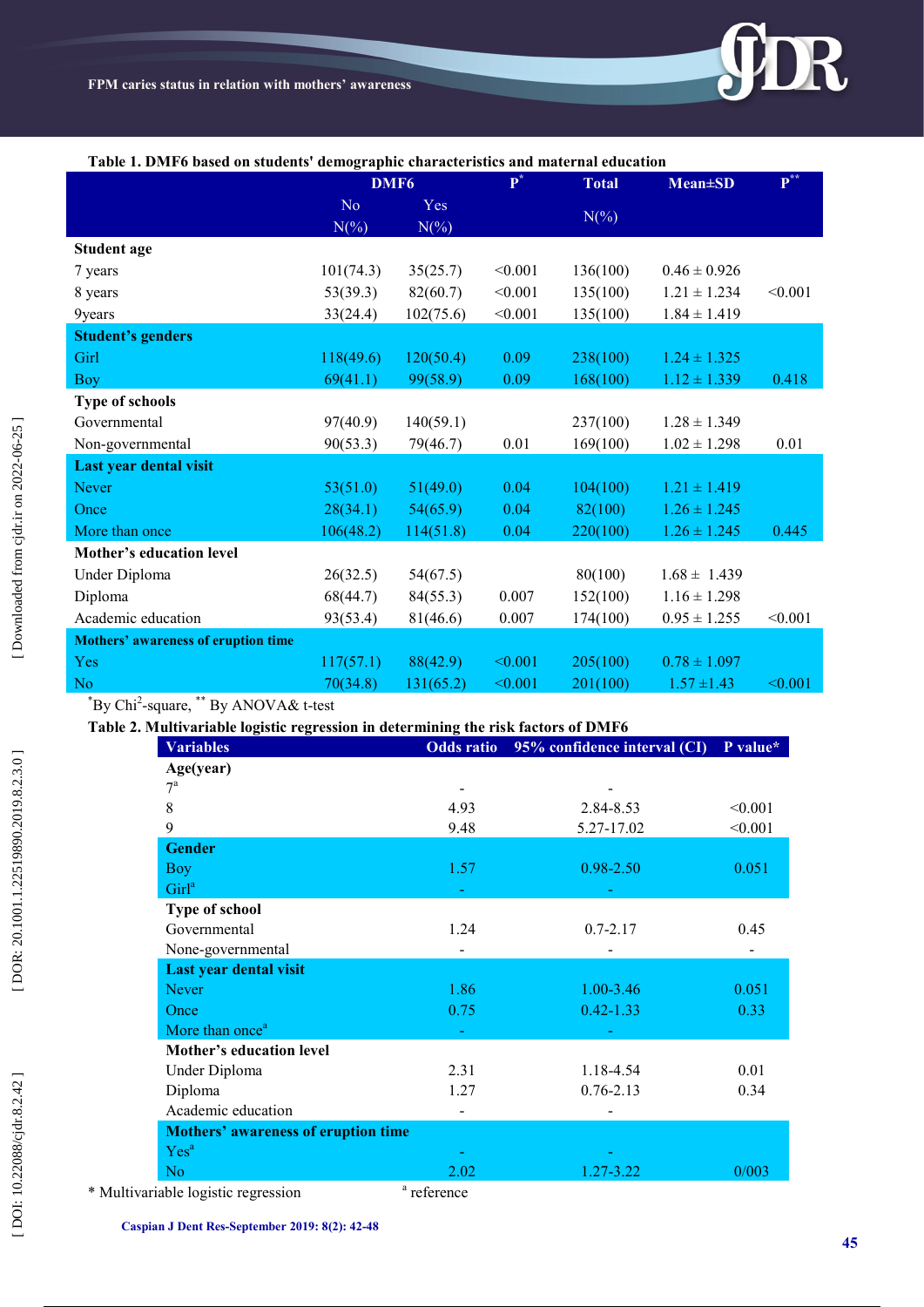**Table 1. DMF6 based on students' demographic characteristics and maternal education**

| | DMF6 | | P[*] | Total | Mean±SD | P[**] |
|---|---|---|---|---|---|---|
| | No N(%) | Yes N(%) | | N(%) | | |
| **Student age** | | | | | | |
| 7 years | 101(74.3) | 35(25.7) | <0.001 | 136(100) | 0.46 ± 0.926 | |
| 8 years | 53(39.3) | 82(60.7) | <0.001 | 135(100) | 1.21 ± 1.234 | <0.001 |
| 9years | 33(24.4) | 102(75.6) | <0.001 | 135(100) | 1.84 ± 1.419 | |
| **Student's genders** | | | | | | |
| Girl | 118(49.6) | 120(50.4) | 0.09 | 238(100) | 1.24 ± 1.325 | |
| Boy | 69(41.1) | 99(58.9) | 0.09 | 168(100) | 1.12 ± 1.339 | 0.418 |
| **Type of schools** | | | | | | |
| Governmental | 97(40.9) | 140(59.1) | | 237(100) | 1.28 ± 1.349 | |
| Non-governmental | 90(53.3) | 79(46.7) | 0.01 | 169(100) | 1.02 ± 1.298 | 0.01 |
| **Last year dental visit** | | | | | | |
| Never | 53(51.0) | 51(49.0) | 0.04 | 104(100) | 1.21 ± 1.419 | |
| Once | 28(34.1) | 54(65.9) | 0.04 | 82(100) | 1.26 ± 1.245 | |
| More than once | 106(48.2) | 114(51.8) | 0.04 | 220(100) | 1.26 ± 1.245 | 0.445 |
| **Mother's education level** | | | | | | |
| Under Diploma | 26(32.5) | 54(67.5) | | 80(100) | 1.68 ± 1.439 | |
| Diploma | 68(44.7) | 84(55.3) | 0.007 | 152(100) | 1.16 ± 1.298 | |
| Academic education | 93(53.4) | 81(46.6) | 0.007 | 174(100) | 0.95 ± 1.255 | <0.001 |
| **Mothers' awareness of eruption time** | | | | | | |
| Yes | 117(57.1) | 88(42.9) | <0.001 | 205(100) | 0.78 ± 1.097 | |
| No | 70(34.8) | 131(65.2) | <0.001 | 201(100) | 1.57 ±1.43 | <0.001 |

[*]By Chi$^2$-square, [**] By ANOVA& t-test

**Table 2. Multivariable logistic regression in determining the risk factors of DMF6**

| Variables | Odds ratio | 95% confidence interval (CI) | P value* |
|---|---|---|---|
| **Age(year)** | | | |
| 7[a] | - | - | |
| 8 | 4.93 | 2.84-8.53 | <0.001 |
| 9 | 9.48 | 5.27-17.02 | <0.001 |
| **Gender** | | | |
| Boy | 1.57 | 0.98-2.50 | 0.051 |
| Girl[a] | - | - | |
| **Type of school** | | | |
| Governmental | 1.24 | 0.7-2.17 | 0.45 |
| None-governmental | - | - | - |
| **Last year dental visit** | | | |
| Never | 1.86 | 1.00-3.46 | 0.051 |
| Once | 0.75 | 0.42-1.33 | 0.33 |
| More than once[a] | - | - | |
| **Mother's education level** | | | |
| Under Diploma | 2.31 | 1.18-4.54 | 0.01 |
| Diploma | 1.27 | 0.76-2.13 | 0.34 |
| Academic education | - | - | |
| **Mothers' awareness of eruption time** | | | |
| Yes[a] | - | - | |
| No | 2.02 | 1.27-3.22 | 0/003 |

\* Multivariable logistic regression    [a] reference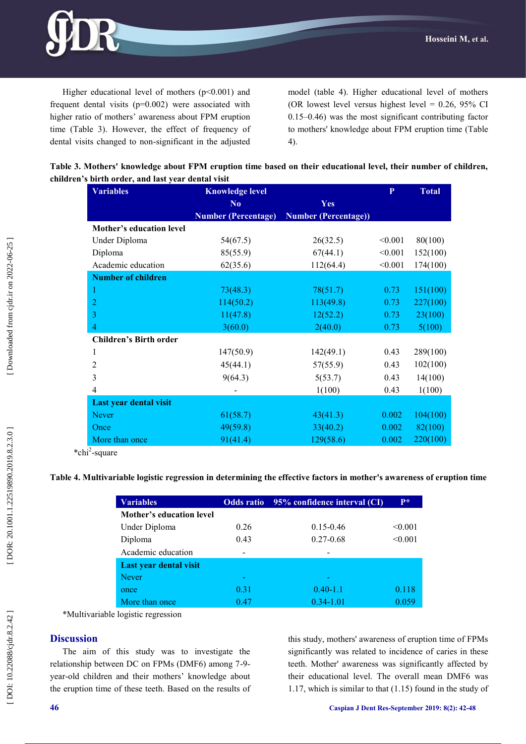Higher educational level of mothers (p<0.001) and frequent dental visits (p=0.002) were associated with higher ratio of mothers' awareness about FPM eruption time (Table 3). However, the effect of frequency of dental visits changed to non-significant in the adjusted model (table 4). Higher educational level of mothers (OR lowest level versus highest level = 0.26, 95% CI 0.15–0.46) was the most significant contributing factor to mothers' knowledge about FPM eruption time (Table 4).

**Table 3. Mothers' knowledge about FPM eruption time based on their educational level, their number of children, children's birth order, and last year dental visit**

| Variables | Knowledge level | | P | Total |
|---|---|---|---|---|
| | No | Yes | | |
| | Number (Percentage) | Number (Percentage)) | | |
| **Mother's education level** | | | | |
| Under Diploma | 54(67.5) | 26(32.5) | <0.001 | 80(100) |
| Diploma | 85(55.9) | 67(44.1) | <0.001 | 152(100) |
| Academic education | 62(35.6) | 112(64.4) | <0.001 | 174(100) |
| **Number of children** | | | | |
| 1 | 73(48.3) | 78(51.7) | 0.73 | 151(100) |
| 2 | 114(50.2) | 113(49.8) | 0.73 | 227(100) |
| 3 | 11(47.8) | 12(52.2) | 0.73 | 23(100) |
| 4 | 3(60.0) | 2(40.0) | 0.73 | 5(100) |
| **Children's Birth order** | | | | |
| 1 | 147(50.9) | 142(49.1) | 0.43 | 289(100) |
| 2 | 45(44.1) | 57(55.9) | 0.43 | 102(100) |
| 3 | 9(64.3) | 5(53.7) | 0.43 | 14(100) |
| 4 | - | 1(100) | 0.43 | 1(100) |
| **Last year dental visit** | | | | |
| Never | 61(58.7) | 43(41.3) | 0.002 | 104(100) |
| Once | 49(59.8) | 33(40.2) | 0.002 | 82(100) |
| More than once | 91(41.4) | 129(58.6) | 0.002 | 220(100) |

*$chi^2$-square

**Table 4. Multivariable logistic regression in determining the effective factors in mother's awareness of eruption time**

| Variables | Odds ratio | 95% confidence interval (CI) | P* |
|---|---|---|---|
| **Mother's education level** | | | |
| Under Diploma | 0.26 | 0.15-0.46 | <0.001 |
| Diploma | 0.43 | 0.27-0.68 | <0.001 |
| Academic education | - | - | |
| **Last year dental visit** | | | |
| Never | - | - | |
| once | 0.31 | 0.40-1.1 | 0.118 |
| More than once | 0.47 | 0.34-1.01 | 0.059 |

*Multivariable logistic regression

## Discussion

The aim of this study was to investigate the relationship between DC on FPMs (DMF6) among 7-9-year-old children and their mothers' knowledge about the eruption time of these teeth. Based on the results of this study, mothers' awareness of eruption time of FPMs significantly was related to incidence of caries in these teeth. Mother' awareness was significantly affected by their educational level. The overall mean DMF6 was 1.17, which is similar to that (1.15) found in the study of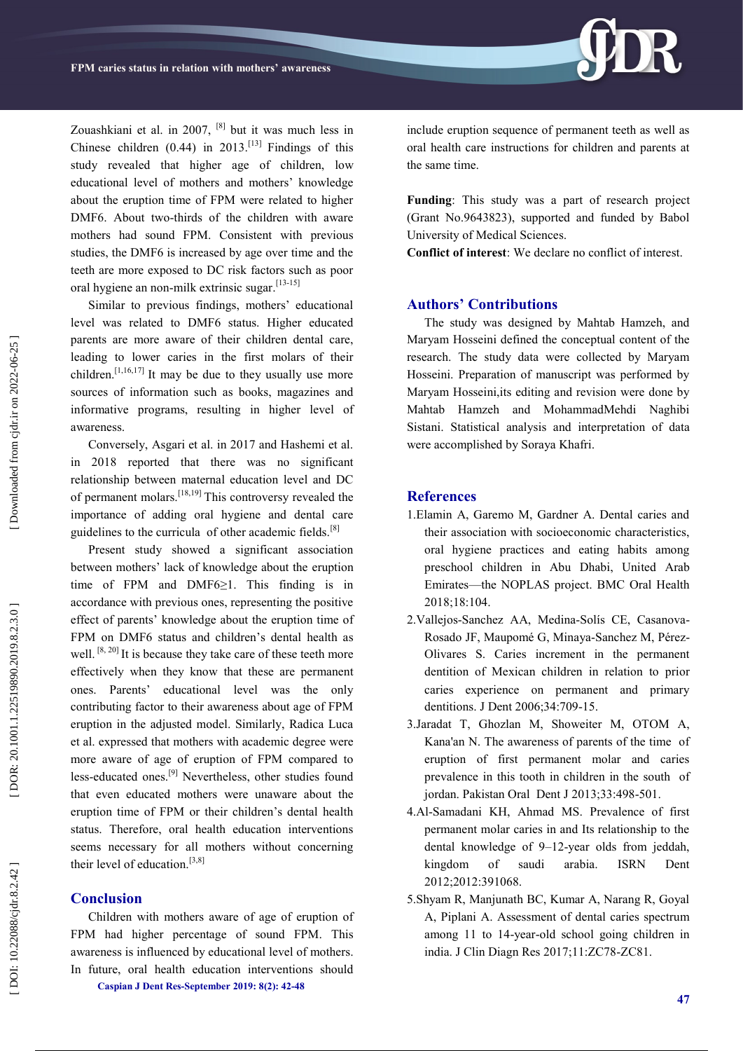Zouashkiani et al. in 2007, [8] but it was much less in Chinese children (0.44) in 2013.[13] Findings of this study revealed that higher age of children, low educational level of mothers and mothers' knowledge about the eruption time of FPM were related to higher DMF6. About two-thirds of the children with aware mothers had sound FPM. Consistent with previous studies, the DMF6 is increased by age over time and the teeth are more exposed to DC risk factors such as poor oral hygiene an non-milk extrinsic sugar.[13-15]

Similar to previous findings, mothers' educational level was related to DMF6 status. Higher educated parents are more aware of their children dental care, leading to lower caries in the first molars of their children.[1,16,17] It may be due to they usually use more sources of information such as books, magazines and informative programs, resulting in higher level of awareness.

Conversely, Asgari et al. in 2017 and Hashemi et al. in 2018 reported that there was no significant relationship between maternal education level and DC of permanent molars.[18,19] This controversy revealed the importance of adding oral hygiene and dental care guidelines to the curricula of other academic fields.[8]

Present study showed a significant association between mothers' lack of knowledge about the eruption time of FPM and DMF6≥1. This finding is in accordance with previous ones, representing the positive effect of parents' knowledge about the eruption time of FPM on DMF6 status and children's dental health as well. [8, 20] It is because they take care of these teeth more effectively when they know that these are permanent ones. Parents' educational level was the only contributing factor to their awareness about age of FPM eruption in the adjusted model. Similarly, Radica Luca et al. expressed that mothers with academic degree were more aware of age of eruption of FPM compared to less-educated ones.[9] Nevertheless, other studies found that even educated mothers were unaware about the eruption time of FPM or their children's dental health status. Therefore, oral health education interventions seems necessary for all mothers without concerning their level of education.[3,8]

## Conclusion

Children with mothers aware of age of eruption of FPM had higher percentage of sound FPM. This awareness is influenced by educational level of mothers. In future, oral health education interventions should include eruption sequence of permanent teeth as well as oral health care instructions for children and parents at the same time.

**Funding**: This study was a part of research project (Grant No.9643823), supported and funded by Babol University of Medical Sciences.

**Conflict of interest**: We declare no conflict of interest.

## Authors' Contributions

The study was designed by Mahtab Hamzeh, and Maryam Hosseini defined the conceptual content of the research. The study data were collected by Maryam Hosseini. Preparation of manuscript was performed by Maryam Hosseini,its editing and revision were done by Mahtab Hamzeh and MohammadMehdi Naghibi Sistani. Statistical analysis and interpretation of data were accomplished by Soraya Khafri.

## References

1. Elamin A, Garemo M, Gardner A. Dental caries and their association with socioeconomic characteristics, oral hygiene practices and eating habits among preschool children in Abu Dhabi, United Arab Emirates—the NOPLAS project. BMC Oral Health 2018;18:104.
2. Vallejos-Sanchez AA, Medina-Solís CE, Casanova-Rosado JF, Maupomé G, Minaya-Sanchez M, Pérez-Olivares S. Caries increment in the permanent dentition of Mexican children in relation to prior caries experience on permanent and primary dentitions. J Dent 2006;34:709-15.
3. Jaradat T, Ghozlan M, Showeiter M, OTOM A, Kana'an N. The awareness of parents of the time of eruption of first permanent molar and caries prevalence in this tooth in children in the south of jordan. Pakistan Oral Dent J 2013;33:498-501.
4. Al-Samadani KH, Ahmad MS. Prevalence of first permanent molar caries in and Its relationship to the dental knowledge of 9–12-year olds from jeddah, kingdom of saudi arabia. ISRN Dent 2012;2012:391068.
5. Shyam R, Manjunath BC, Kumar A, Narang R, Goyal A, Piplani A. Assessment of dental caries spectrum among 11 to 14-year-old school going children in india. J Clin Diagn Res 2017;11:ZC78-ZC81.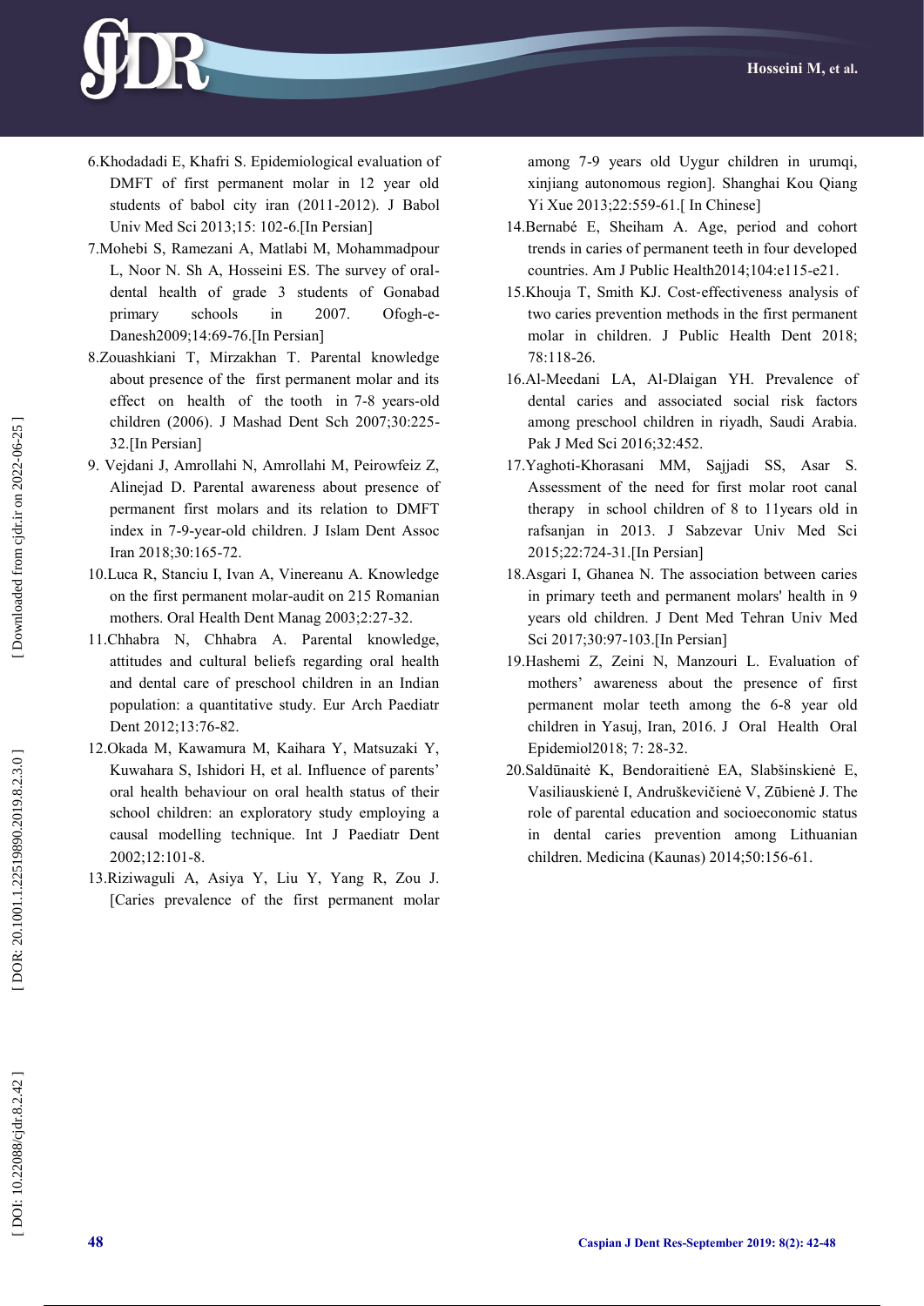6.Khodadadi E, Khafri S. Epidemiological evaluation of DMFT of first permanent molar in 12 year old students of babol city iran (2011-2012). J Babol Univ Med Sci 2013;15: 102-6.[In Persian]

7.Mohebi S, Ramezani A, Matlabi M, Mohammadpour L, Noor N. Sh A, Hosseini ES. The survey of oral-dental health of grade 3 students of Gonabad primary schools in 2007. Ofogh-e-Danesh2009;14:69-76.[In Persian]

8.Zouashkiani T, Mirzakhan T. Parental knowledge about presence of the first permanent molar and its effect on health of the tooth in 7-8 years-old children (2006). J Mashad Dent Sch 2007;30:225-32.[In Persian]

9. Vejdani J, Amrollahi N, Amrollahi M, Peirowfeiz Z, Alinejad D. Parental awareness about presence of permanent first molars and its relation to DMFT index in 7-9-year-old children. J Islam Dent Assoc Iran 2018;30:165-72.

10.Luca R, Stanciu I, Ivan A, Vinereanu A. Knowledge on the first permanent molar-audit on 215 Romanian mothers. Oral Health Dent Manag 2003;2:27-32.

11.Chhabra N, Chhabra A. Parental knowledge, attitudes and cultural beliefs regarding oral health and dental care of preschool children in an Indian population: a quantitative study. Eur Arch Paediatr Dent 2012;13:76-82.

12.Okada M, Kawamura M, Kaihara Y, Matsuzaki Y, Kuwahara S, Ishidori H, et al. Influence of parents' oral health behaviour on oral health status of their school children: an exploratory study employing a causal modelling technique. Int J Paediatr Dent 2002;12:101-8.

13.Riziwaguli A, Asiya Y, Liu Y, Yang R, Zou J. [Caries prevalence of the first permanent molar among 7-9 years old Uygur children in urumqi, xinjiang autonomous region]. Shanghai Kou Qiang Yi Xue 2013;22:559-61.[ In Chinese]

14.Bernabé E, Sheiham A. Age, period and cohort trends in caries of permanent teeth in four developed countries. Am J Public Health2014;104:e115-e21.

15.Khouja T, Smith KJ. Cost-effectiveness analysis of two caries prevention methods in the first permanent molar in children. J Public Health Dent 2018; 78:118-26.

16.Al-Meedani LA, Al-Dlaigan YH. Prevalence of dental caries and associated social risk factors among preschool children in riyadh, Saudi Arabia. Pak J Med Sci 2016;32:452.

17.Yaghoti-Khorasani MM, Sajjadi SS, Asar S. Assessment of the need for first molar root canal therapy in school children of 8 to 11years old in rafsanjan in 2013. J Sabzevar Univ Med Sci 2015;22:724-31.[In Persian]

18.Asgari I, Ghanea N. The association between caries in primary teeth and permanent molars' health in 9 years old children. J Dent Med Tehran Univ Med Sci 2017;30:97-103.[In Persian]

19.Hashemi Z, Zeini N, Manzouri L. Evaluation of mothers' awareness about the presence of first permanent molar teeth among the 6-8 year old children in Yasuj, Iran, 2016. J Oral Health Oral Epidemiol2018; 7: 28-32.

20.Saldūnaitė K, Bendoraitienė EA, Slabšinskienė E, Vasiliauskienė I, Andruškevičienė V, Zūbienė J. The role of parental education and socioeconomic status in dental caries prevention among Lithuanian children. Medicina (Kaunas) 2014;50:156-61.